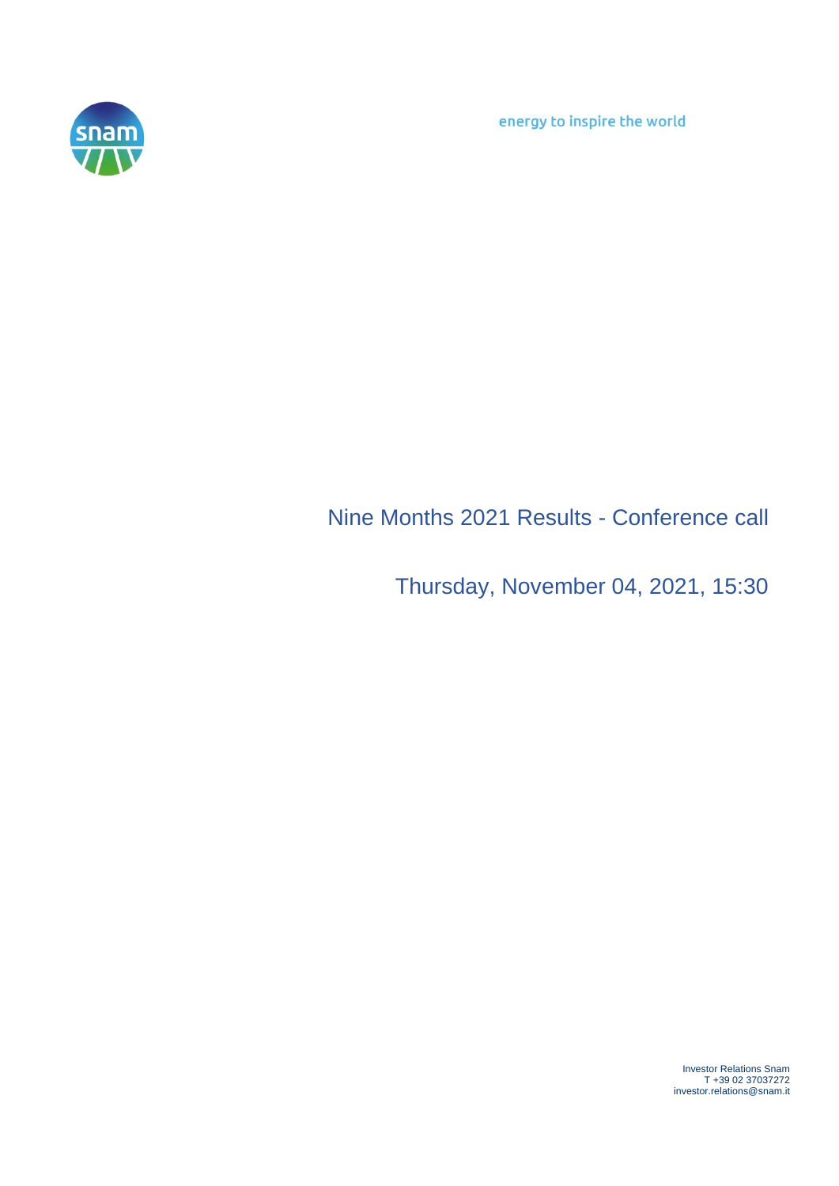energy to inspire the world

# Nine Months 2021 Results - Conference call

Thursday, November 04, 2021, 15:30

Investor Relations Snam
T +39 02 37037272
investor.relations@snam.it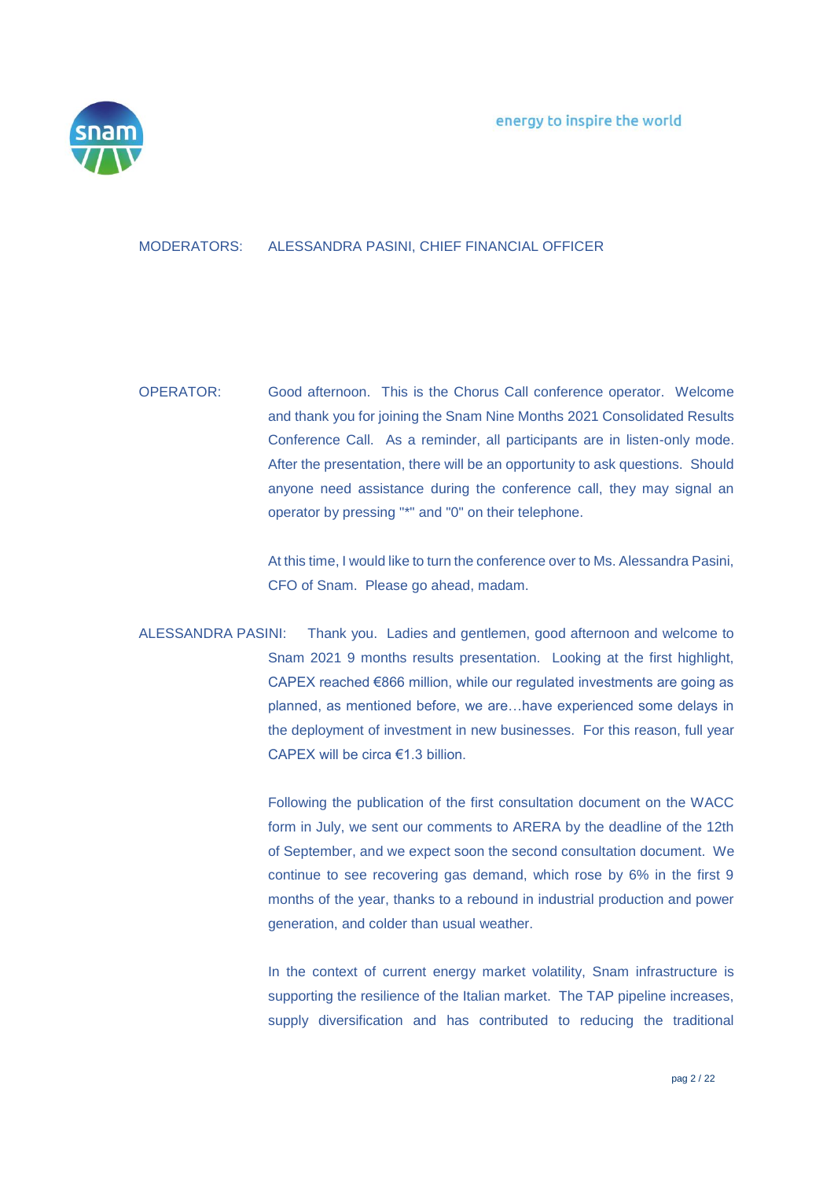MODERATORS: ALESSANDRA PASINI, CHIEF FINANCIAL OFFICER

OPERATOR: Good afternoon. This is the Chorus Call conference operator. Welcome and thank you for joining the Snam Nine Months 2021 Consolidated Results Conference Call. As a reminder, all participants are in listen-only mode. After the presentation, there will be an opportunity to ask questions. Should anyone need assistance during the conference call, they may signal an operator by pressing "*" and "0" on their telephone.

At this time, I would like to turn the conference over to Ms. Alessandra Pasini, CFO of Snam. Please go ahead, madam.

ALESSANDRA PASINI: Thank you. Ladies and gentlemen, good afternoon and welcome to Snam 2021 9 months results presentation. Looking at the first highlight, CAPEX reached €866 million, while our regulated investments are going as planned, as mentioned before, we are…have experienced some delays in the deployment of investment in new businesses. For this reason, full year CAPEX will be circa €1.3 billion.

Following the publication of the first consultation document on the WACC form in July, we sent our comments to ARERA by the deadline of the 12th of September, and we expect soon the second consultation document. We continue to see recovering gas demand, which rose by 6% in the first 9 months of the year, thanks to a rebound in industrial production and power generation, and colder than usual weather.

In the context of current energy market volatility, Snam infrastructure is supporting the resilience of the Italian market. The TAP pipeline increases, supply diversification and has contributed to reducing the traditional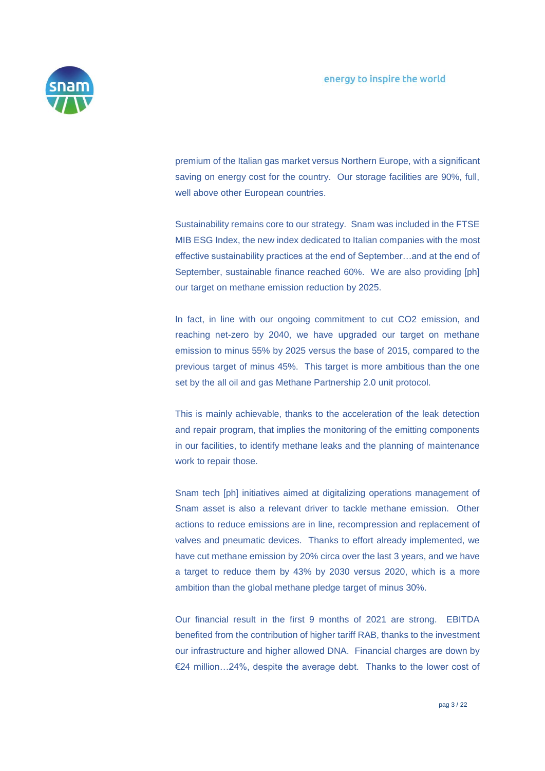premium of the Italian gas market versus Northern Europe, with a significant saving on energy cost for the country. Our storage facilities are 90%, full, well above other European countries.

Sustainability remains core to our strategy. Snam was included in the FTSE MIB ESG Index, the new index dedicated to Italian companies with the most effective sustainability practices at the end of September…and at the end of September, sustainable finance reached 60%. We are also providing [ph] our target on methane emission reduction by 2025.

In fact, in line with our ongoing commitment to cut CO2 emission, and reaching net-zero by 2040, we have upgraded our target on methane emission to minus 55% by 2025 versus the base of 2015, compared to the previous target of minus 45%. This target is more ambitious than the one set by the all oil and gas Methane Partnership 2.0 unit protocol.

This is mainly achievable, thanks to the acceleration of the leak detection and repair program, that implies the monitoring of the emitting components in our facilities, to identify methane leaks and the planning of maintenance work to repair those.

Snam tech [ph] initiatives aimed at digitalizing operations management of Snam asset is also a relevant driver to tackle methane emission. Other actions to reduce emissions are in line, recompression and replacement of valves and pneumatic devices. Thanks to effort already implemented, we have cut methane emission by 20% circa over the last 3 years, and we have a target to reduce them by 43% by 2030 versus 2020, which is a more ambition than the global methane pledge target of minus 30%.

Our financial result in the first 9 months of 2021 are strong. EBITDA benefited from the contribution of higher tariff RAB, thanks to the investment our infrastructure and higher allowed DNA. Financial charges are down by €24 million…24%, despite the average debt. Thanks to the lower cost of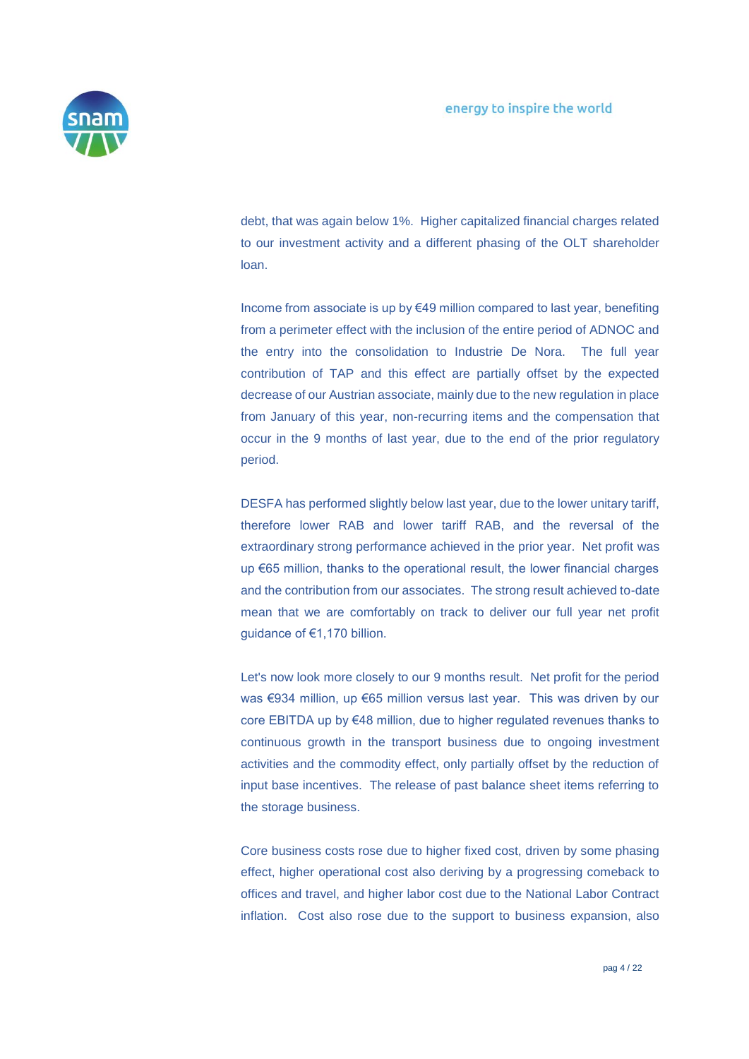debt, that was again below 1%. Higher capitalized financial charges related to our investment activity and a different phasing of the OLT shareholder loan.

Income from associate is up by €49 million compared to last year, benefiting from a perimeter effect with the inclusion of the entire period of ADNOC and the entry into the consolidation to Industrie De Nora. The full year contribution of TAP and this effect are partially offset by the expected decrease of our Austrian associate, mainly due to the new regulation in place from January of this year, non-recurring items and the compensation that occur in the 9 months of last year, due to the end of the prior regulatory period.

DESFA has performed slightly below last year, due to the lower unitary tariff, therefore lower RAB and lower tariff RAB, and the reversal of the extraordinary strong performance achieved in the prior year. Net profit was up €65 million, thanks to the operational result, the lower financial charges and the contribution from our associates. The strong result achieved to-date mean that we are comfortably on track to deliver our full year net profit guidance of €1,170 billion.

Let's now look more closely to our 9 months result. Net profit for the period was €934 million, up €65 million versus last year. This was driven by our core EBITDA up by €48 million, due to higher regulated revenues thanks to continuous growth in the transport business due to ongoing investment activities and the commodity effect, only partially offset by the reduction of input base incentives. The release of past balance sheet items referring to the storage business.

Core business costs rose due to higher fixed cost, driven by some phasing effect, higher operational cost also deriving by a progressing comeback to offices and travel, and higher labor cost due to the National Labor Contract inflation. Cost also rose due to the support to business expansion, also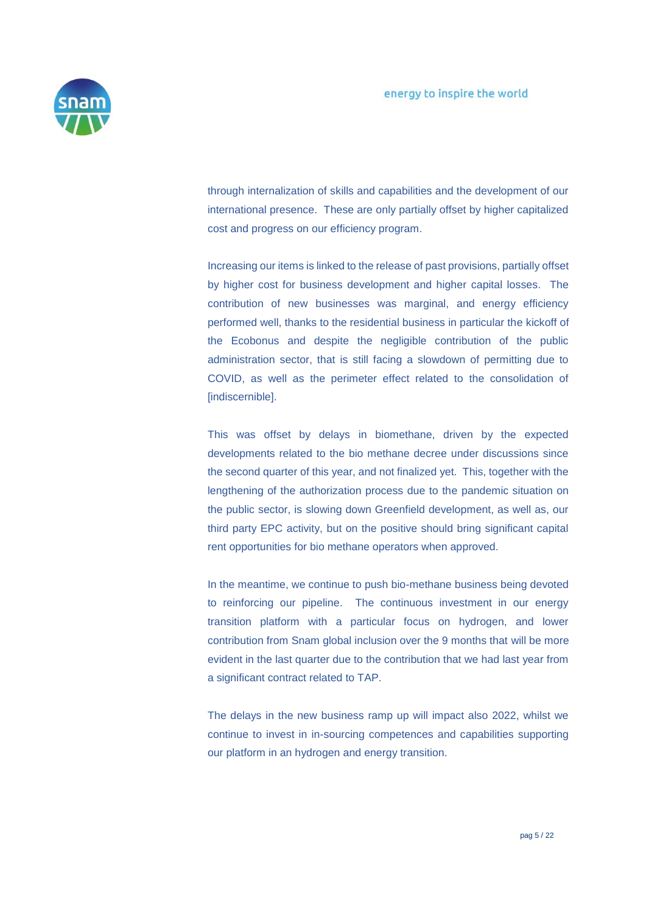through internalization of skills and capabilities and the development of our international presence. These are only partially offset by higher capitalized cost and progress on our efficiency program.

Increasing our items is linked to the release of past provisions, partially offset by higher cost for business development and higher capital losses. The contribution of new businesses was marginal, and energy efficiency performed well, thanks to the residential business in particular the kickoff of the Ecobonus and despite the negligible contribution of the public administration sector, that is still facing a slowdown of permitting due to COVID, as well as the perimeter effect related to the consolidation of [indiscernible].

This was offset by delays in biomethane, driven by the expected developments related to the bio methane decree under discussions since the second quarter of this year, and not finalized yet. This, together with the lengthening of the authorization process due to the pandemic situation on the public sector, is slowing down Greenfield development, as well as, our third party EPC activity, but on the positive should bring significant capital rent opportunities for bio methane operators when approved.

In the meantime, we continue to push bio-methane business being devoted to reinforcing our pipeline. The continuous investment in our energy transition platform with a particular focus on hydrogen, and lower contribution from Snam global inclusion over the 9 months that will be more evident in the last quarter due to the contribution that we had last year from a significant contract related to TAP.

The delays in the new business ramp up will impact also 2022, whilst we continue to invest in in-sourcing competences and capabilities supporting our platform in an hydrogen and energy transition.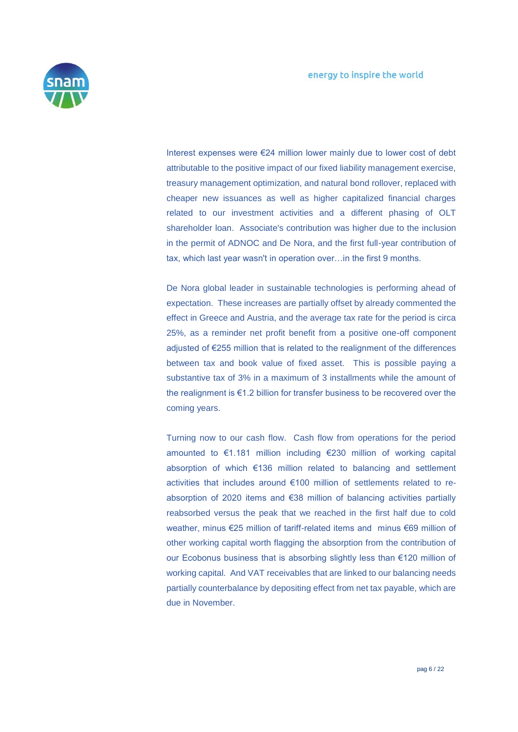Interest expenses were €24 million lower mainly due to lower cost of debt attributable to the positive impact of our fixed liability management exercise, treasury management optimization, and natural bond rollover, replaced with cheaper new issuances as well as higher capitalized financial charges related to our investment activities and a different phasing of OLT shareholder loan. Associate's contribution was higher due to the inclusion in the permit of ADNOC and De Nora, and the first full-year contribution of tax, which last year wasn't in operation over…in the first 9 months.

De Nora global leader in sustainable technologies is performing ahead of expectation. These increases are partially offset by already commented the effect in Greece and Austria, and the average tax rate for the period is circa 25%, as a reminder net profit benefit from a positive one-off component adjusted of €255 million that is related to the realignment of the differences between tax and book value of fixed asset. This is possible paying a substantive tax of 3% in a maximum of 3 installments while the amount of the realignment is €1.2 billion for transfer business to be recovered over the coming years.

Turning now to our cash flow. Cash flow from operations for the period amounted to €1.181 million including €230 million of working capital absorption of which €136 million related to balancing and settlement activities that includes around €100 million of settlements related to re-absorption of 2020 items and €38 million of balancing activities partially reabsorbed versus the peak that we reached in the first half due to cold weather, minus €25 million of tariff-related items and minus €69 million of other working capital worth flagging the absorption from the contribution of our Ecobonus business that is absorbing slightly less than €120 million of working capital. And VAT receivables that are linked to our balancing needs partially counterbalance by depositing effect from net tax payable, which are due in November.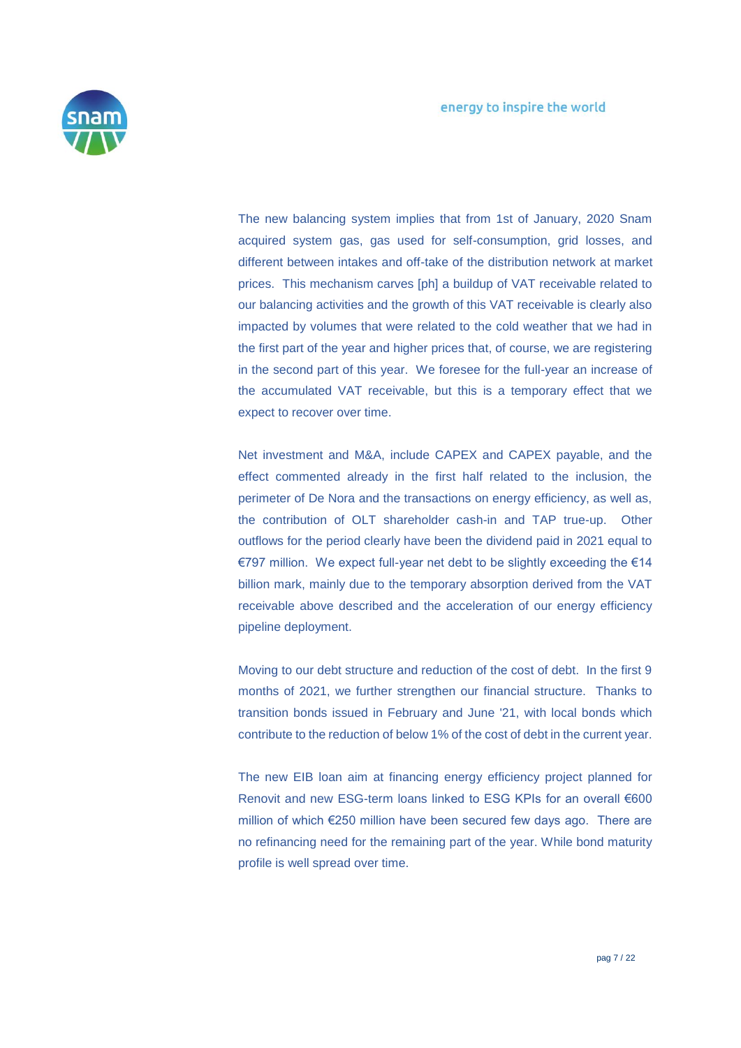The new balancing system implies that from 1st of January, 2020 Snam acquired system gas, gas used for self-consumption, grid losses, and different between intakes and off-take of the distribution network at market prices. This mechanism carves [ph] a buildup of VAT receivable related to our balancing activities and the growth of this VAT receivable is clearly also impacted by volumes that were related to the cold weather that we had in the first part of the year and higher prices that, of course, we are registering in the second part of this year. We foresee for the full-year an increase of the accumulated VAT receivable, but this is a temporary effect that we expect to recover over time.

Net investment and M&A, include CAPEX and CAPEX payable, and the effect commented already in the first half related to the inclusion, the perimeter of De Nora and the transactions on energy efficiency, as well as, the contribution of OLT shareholder cash-in and TAP true-up. Other outflows for the period clearly have been the dividend paid in 2021 equal to €797 million. We expect full-year net debt to be slightly exceeding the €14 billion mark, mainly due to the temporary absorption derived from the VAT receivable above described and the acceleration of our energy efficiency pipeline deployment.

Moving to our debt structure and reduction of the cost of debt. In the first 9 months of 2021, we further strengthen our financial structure. Thanks to transition bonds issued in February and June '21, with local bonds which contribute to the reduction of below 1% of the cost of debt in the current year.

The new EIB loan aim at financing energy efficiency project planned for Renovit and new ESG-term loans linked to ESG KPIs for an overall €600 million of which €250 million have been secured few days ago. There are no refinancing need for the remaining part of the year. While bond maturity profile is well spread over time.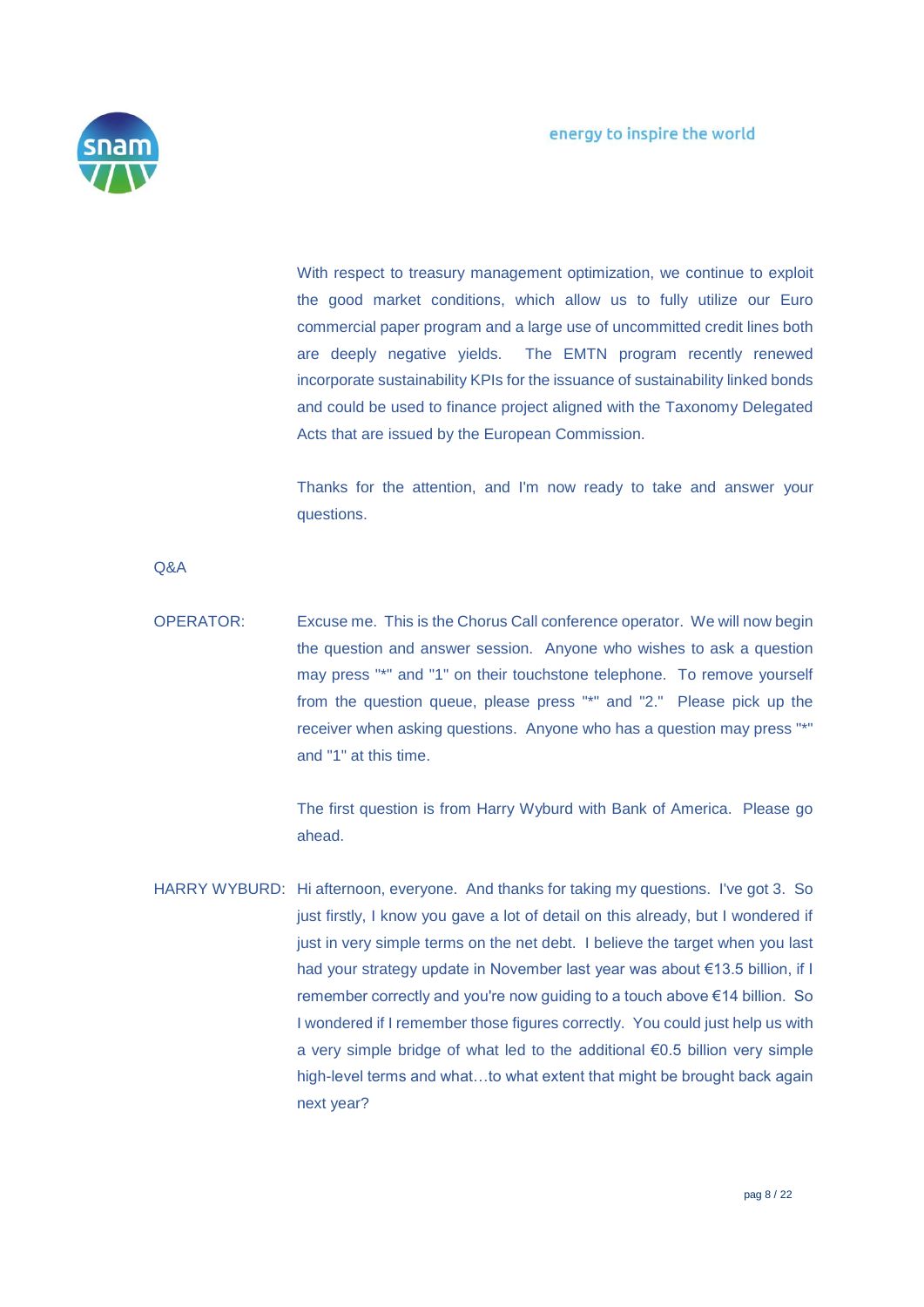With respect to treasury management optimization, we continue to exploit the good market conditions, which allow us to fully utilize our Euro commercial paper program and a large use of uncommitted credit lines both are deeply negative yields. The EMTN program recently renewed incorporate sustainability KPIs for the issuance of sustainability linked bonds and could be used to finance project aligned with the Taxonomy Delegated Acts that are issued by the European Commission.

Thanks for the attention, and I'm now ready to take and answer your questions.

Q&A

OPERATOR: Excuse me. This is the Chorus Call conference operator. We will now begin the question and answer session. Anyone who wishes to ask a question may press "*" and "1" on their touchstone telephone. To remove yourself from the question queue, please press "*" and "2." Please pick up the receiver when asking questions. Anyone who has a question may press "*" and "1" at this time.

The first question is from Harry Wyburd with Bank of America. Please go ahead.

HARRY WYBURD: Hi afternoon, everyone. And thanks for taking my questions. I've got 3. So just firstly, I know you gave a lot of detail on this already, but I wondered if just in very simple terms on the net debt. I believe the target when you last had your strategy update in November last year was about €13.5 billion, if I remember correctly and you're now guiding to a touch above €14 billion. So I wondered if I remember those figures correctly. You could just help us with a very simple bridge of what led to the additional €0.5 billion very simple high-level terms and what…to what extent that might be brought back again next year?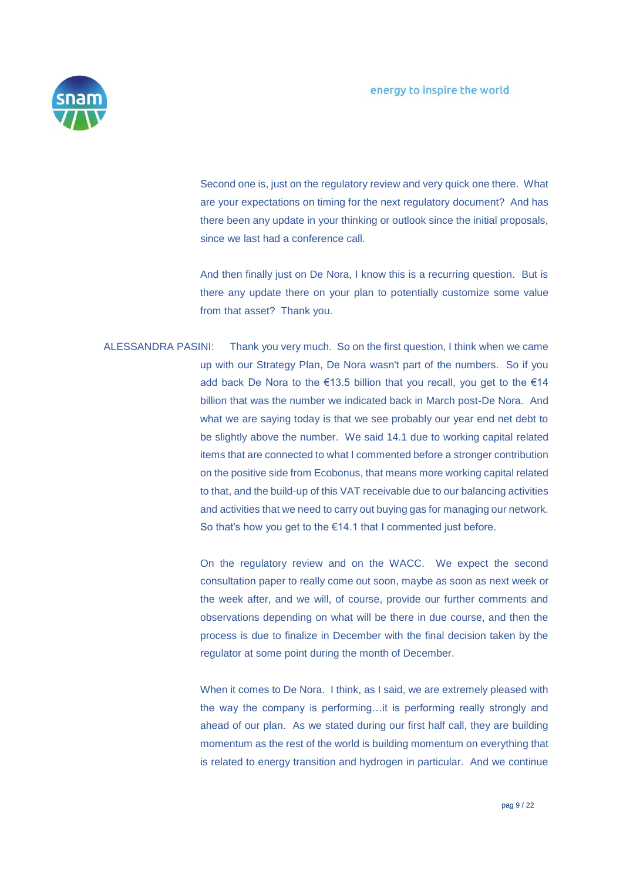Second one is, just on the regulatory review and very quick one there. What are your expectations on timing for the next regulatory document? And has there been any update in your thinking or outlook since the initial proposals, since we last had a conference call.

And then finally just on De Nora, I know this is a recurring question. But is there any update there on your plan to potentially customize some value from that asset? Thank you.

ALESSANDRA PASINI: Thank you very much. So on the first question, I think when we came up with our Strategy Plan, De Nora wasn't part of the numbers. So if you add back De Nora to the €13.5 billion that you recall, you get to the €14 billion that was the number we indicated back in March post-De Nora. And what we are saying today is that we see probably our year end net debt to be slightly above the number. We said 14.1 due to working capital related items that are connected to what I commented before a stronger contribution on the positive side from Ecobonus, that means more working capital related to that, and the build-up of this VAT receivable due to our balancing activities and activities that we need to carry out buying gas for managing our network. So that's how you get to the €14.1 that I commented just before.

On the regulatory review and on the WACC. We expect the second consultation paper to really come out soon, maybe as soon as next week or the week after, and we will, of course, provide our further comments and observations depending on what will be there in due course, and then the process is due to finalize in December with the final decision taken by the regulator at some point during the month of December.

When it comes to De Nora. I think, as I said, we are extremely pleased with the way the company is performing…it is performing really strongly and ahead of our plan. As we stated during our first half call, they are building momentum as the rest of the world is building momentum on everything that is related to energy transition and hydrogen in particular. And we continue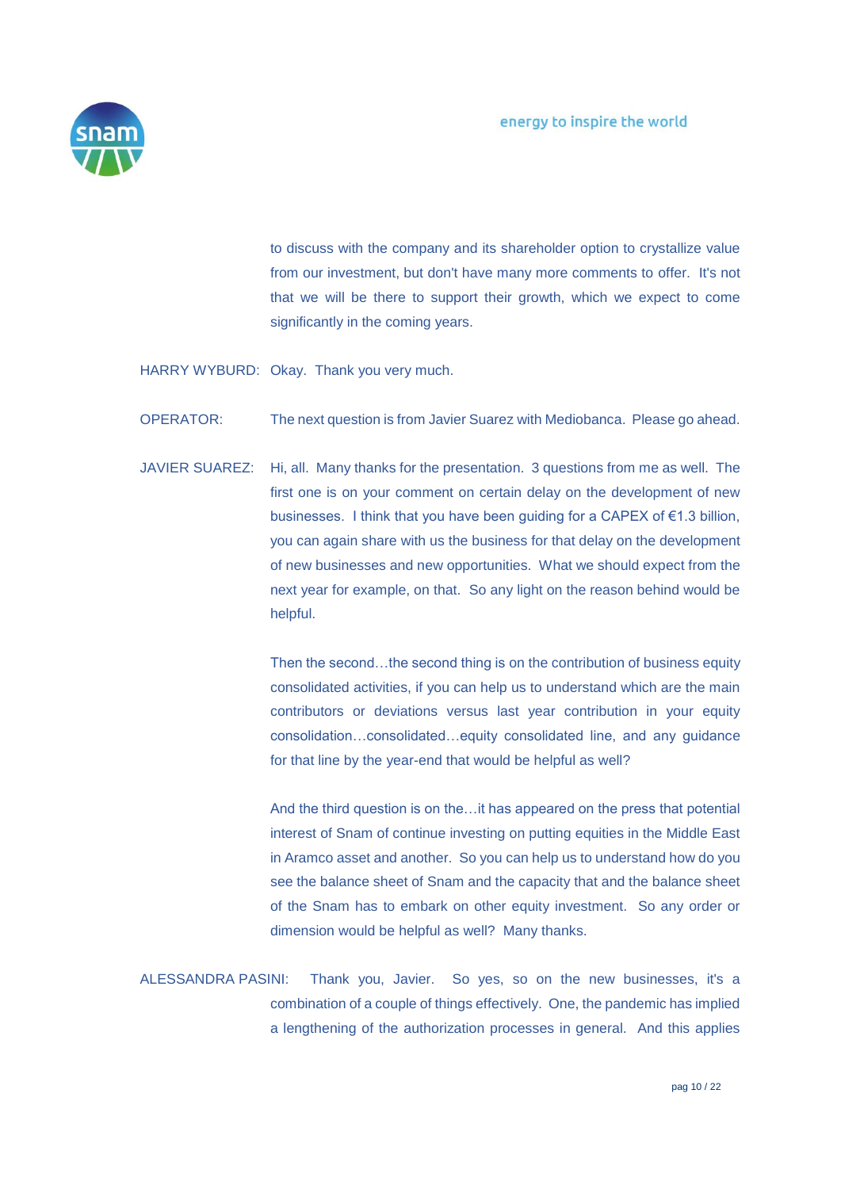to discuss with the company and its shareholder option to crystallize value from our investment, but don't have many more comments to offer. It's not that we will be there to support their growth, which we expect to come significantly in the coming years.

HARRY WYBURD: Okay. Thank you very much.

OPERATOR: The next question is from Javier Suarez with Mediobanca. Please go ahead.

JAVIER SUAREZ: Hi, all. Many thanks for the presentation. 3 questions from me as well. The first one is on your comment on certain delay on the development of new businesses. I think that you have been guiding for a CAPEX of €1.3 billion, you can again share with us the business for that delay on the development of new businesses and new opportunities. What we should expect from the next year for example, on that. So any light on the reason behind would be helpful.

Then the second…the second thing is on the contribution of business equity consolidated activities, if you can help us to understand which are the main contributors or deviations versus last year contribution in your equity consolidation…consolidated…equity consolidated line, and any guidance for that line by the year-end that would be helpful as well?

And the third question is on the…it has appeared on the press that potential interest of Snam of continue investing on putting equities in the Middle East in Aramco asset and another. So you can help us to understand how do you see the balance sheet of Snam and the capacity that and the balance sheet of the Snam has to embark on other equity investment. So any order or dimension would be helpful as well? Many thanks.

ALESSANDRA PASINI: Thank you, Javier. So yes, so on the new businesses, it's a combination of a couple of things effectively. One, the pandemic has implied a lengthening of the authorization processes in general. And this applies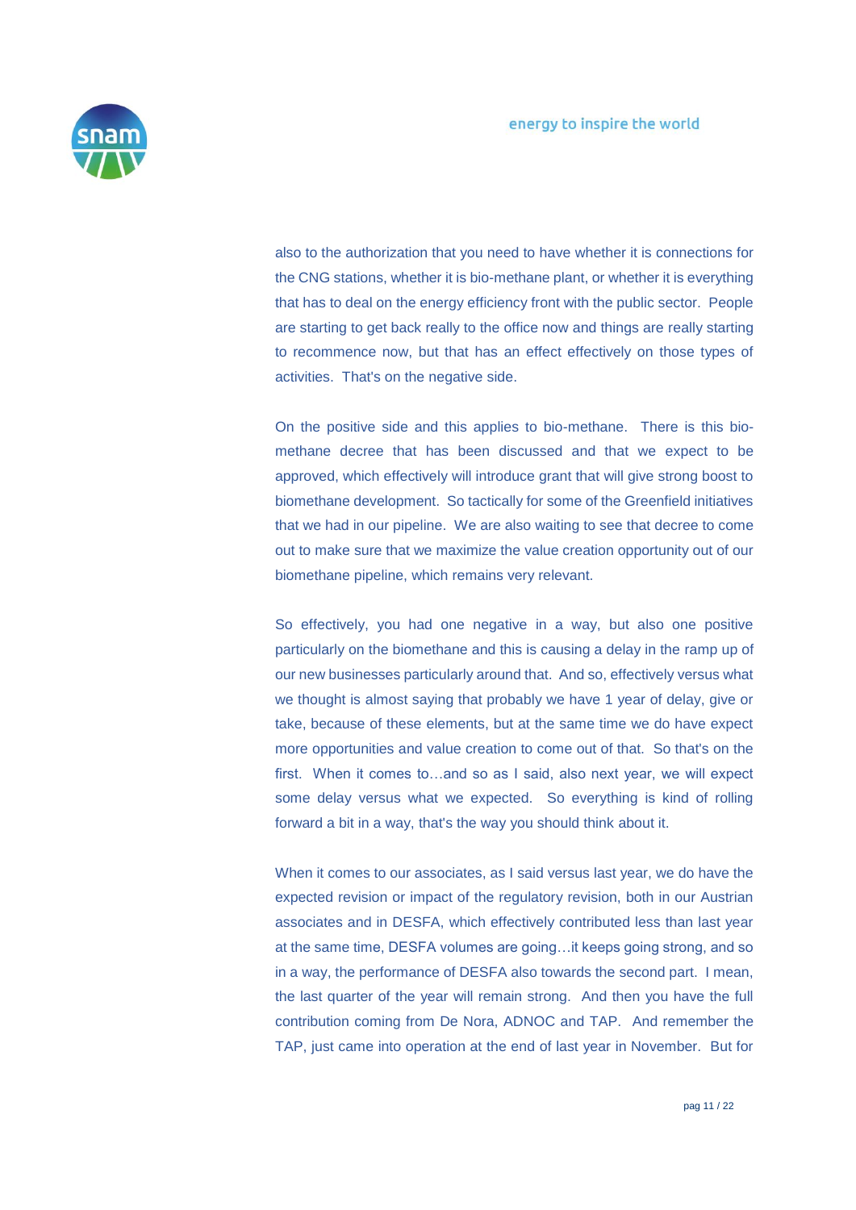also to the authorization that you need to have whether it is connections for the CNG stations, whether it is bio-methane plant, or whether it is everything that has to deal on the energy efficiency front with the public sector. People are starting to get back really to the office now and things are really starting to recommence now, but that has an effect effectively on those types of activities. That's on the negative side.

On the positive side and this applies to bio-methane. There is this bio-methane decree that has been discussed and that we expect to be approved, which effectively will introduce grant that will give strong boost to biomethane development. So tactically for some of the Greenfield initiatives that we had in our pipeline. We are also waiting to see that decree to come out to make sure that we maximize the value creation opportunity out of our biomethane pipeline, which remains very relevant.

So effectively, you had one negative in a way, but also one positive particularly on the biomethane and this is causing a delay in the ramp up of our new businesses particularly around that. And so, effectively versus what we thought is almost saying that probably we have 1 year of delay, give or take, because of these elements, but at the same time we do have expect more opportunities and value creation to come out of that. So that's on the first. When it comes to…and so as I said, also next year, we will expect some delay versus what we expected. So everything is kind of rolling forward a bit in a way, that's the way you should think about it.

When it comes to our associates, as I said versus last year, we do have the expected revision or impact of the regulatory revision, both in our Austrian associates and in DESFA, which effectively contributed less than last year at the same time, DESFA volumes are going…it keeps going strong, and so in a way, the performance of DESFA also towards the second part. I mean, the last quarter of the year will remain strong. And then you have the full contribution coming from De Nora, ADNOC and TAP. And remember the TAP, just came into operation at the end of last year in November. But for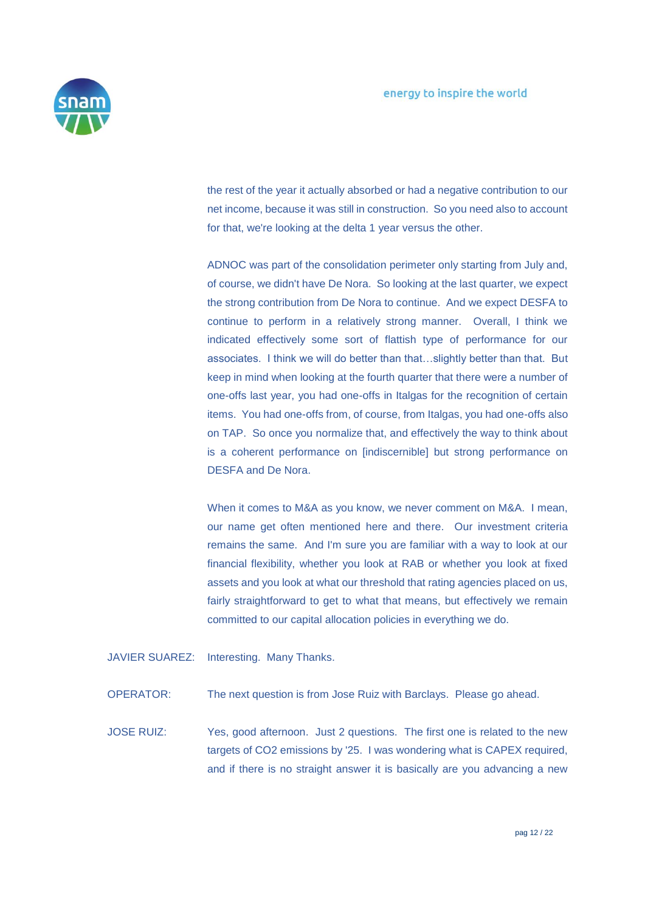the rest of the year it actually absorbed or had a negative contribution to our net income, because it was still in construction. So you need also to account for that, we're looking at the delta 1 year versus the other.

ADNOC was part of the consolidation perimeter only starting from July and, of course, we didn't have De Nora. So looking at the last quarter, we expect the strong contribution from De Nora to continue. And we expect DESFA to continue to perform in a relatively strong manner. Overall, I think we indicated effectively some sort of flattish type of performance for our associates. I think we will do better than that…slightly better than that. But keep in mind when looking at the fourth quarter that there were a number of one-offs last year, you had one-offs in Italgas for the recognition of certain items. You had one-offs from, of course, from Italgas, you had one-offs also on TAP. So once you normalize that, and effectively the way to think about is a coherent performance on [indiscernible] but strong performance on DESFA and De Nora.

When it comes to M&A as you know, we never comment on M&A. I mean, our name get often mentioned here and there. Our investment criteria remains the same. And I'm sure you are familiar with a way to look at our financial flexibility, whether you look at RAB or whether you look at fixed assets and you look at what our threshold that rating agencies placed on us, fairly straightforward to get to what that means, but effectively we remain committed to our capital allocation policies in everything we do.

JAVIER SUAREZ: Interesting. Many Thanks.

OPERATOR: The next question is from Jose Ruiz with Barclays. Please go ahead.

JOSE RUIZ: Yes, good afternoon. Just 2 questions. The first one is related to the new targets of $CO_2$ emissions by '25. I was wondering what is CAPEX required, and if there is no straight answer it is basically are you advancing a new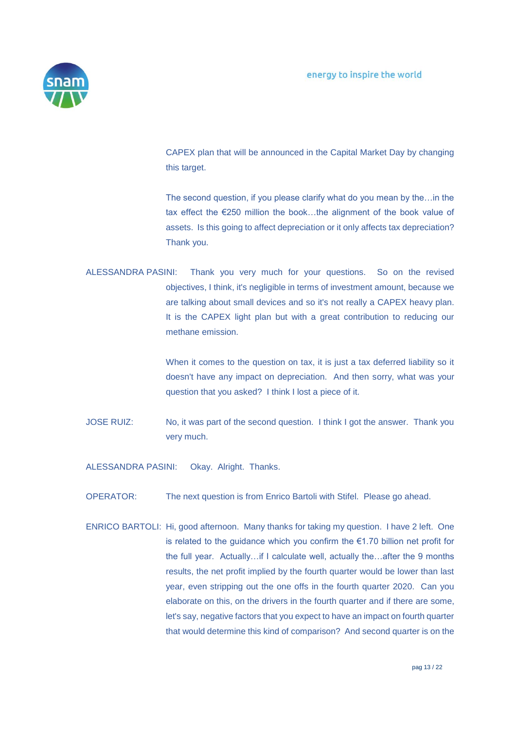CAPEX plan that will be announced in the Capital Market Day by changing this target.

The second question, if you please clarify what do you mean by the…in the tax effect the €250 million the book…the alignment of the book value of assets. Is this going to affect depreciation or it only affects tax depreciation? Thank you.

ALESSANDRA PASINI: Thank you very much for your questions. So on the revised objectives, I think, it's negligible in terms of investment amount, because we are talking about small devices and so it's not really a CAPEX heavy plan. It is the CAPEX light plan but with a great contribution to reducing our methane emission.

When it comes to the question on tax, it is just a tax deferred liability so it doesn't have any impact on depreciation. And then sorry, what was your question that you asked? I think I lost a piece of it.

JOSE RUIZ: No, it was part of the second question. I think I got the answer. Thank you very much.

ALESSANDRA PASINI: Okay. Alright. Thanks.

OPERATOR: The next question is from Enrico Bartoli with Stifel. Please go ahead.

ENRICO BARTOLI: Hi, good afternoon. Many thanks for taking my question. I have 2 left. One is related to the guidance which you confirm the €1.70 billion net profit for the full year. Actually…if I calculate well, actually the…after the 9 months results, the net profit implied by the fourth quarter would be lower than last year, even stripping out the one offs in the fourth quarter 2020. Can you elaborate on this, on the drivers in the fourth quarter and if there are some, let's say, negative factors that you expect to have an impact on fourth quarter that would determine this kind of comparison? And second quarter is on the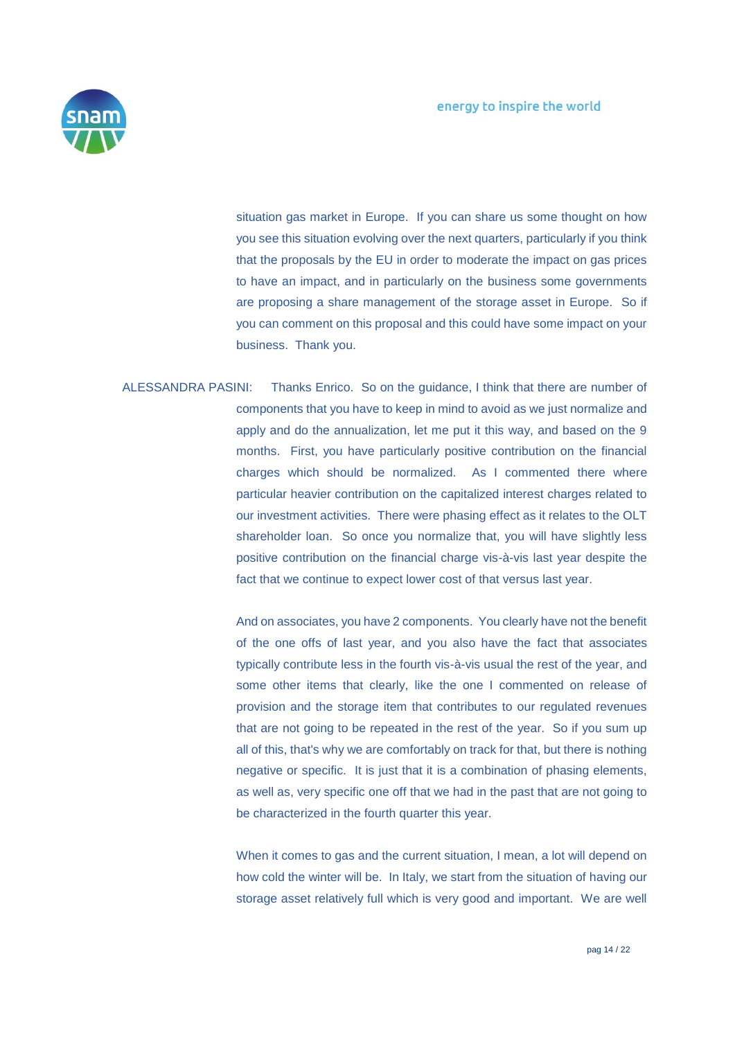situation gas market in Europe. If you can share us some thought on how you see this situation evolving over the next quarters, particularly if you think that the proposals by the EU in order to moderate the impact on gas prices to have an impact, and in particularly on the business some governments are proposing a share management of the storage asset in Europe. So if you can comment on this proposal and this could have some impact on your business. Thank you.

ALESSANDRA PASINI: Thanks Enrico. So on the guidance, I think that there are number of components that you have to keep in mind to avoid as we just normalize and apply and do the annualization, let me put it this way, and based on the 9 months. First, you have particularly positive contribution on the financial charges which should be normalized. As I commented there where particular heavier contribution on the capitalized interest charges related to our investment activities. There were phasing effect as it relates to the OLT shareholder loan. So once you normalize that, you will have slightly less positive contribution on the financial charge vis-à-vis last year despite the fact that we continue to expect lower cost of that versus last year.

And on associates, you have 2 components. You clearly have not the benefit of the one offs of last year, and you also have the fact that associates typically contribute less in the fourth vis-à-vis usual the rest of the year, and some other items that clearly, like the one I commented on release of provision and the storage item that contributes to our regulated revenues that are not going to be repeated in the rest of the year. So if you sum up all of this, that's why we are comfortably on track for that, but there is nothing negative or specific. It is just that it is a combination of phasing elements, as well as, very specific one off that we had in the past that are not going to be characterized in the fourth quarter this year.

When it comes to gas and the current situation, I mean, a lot will depend on how cold the winter will be. In Italy, we start from the situation of having our storage asset relatively full which is very good and important. We are well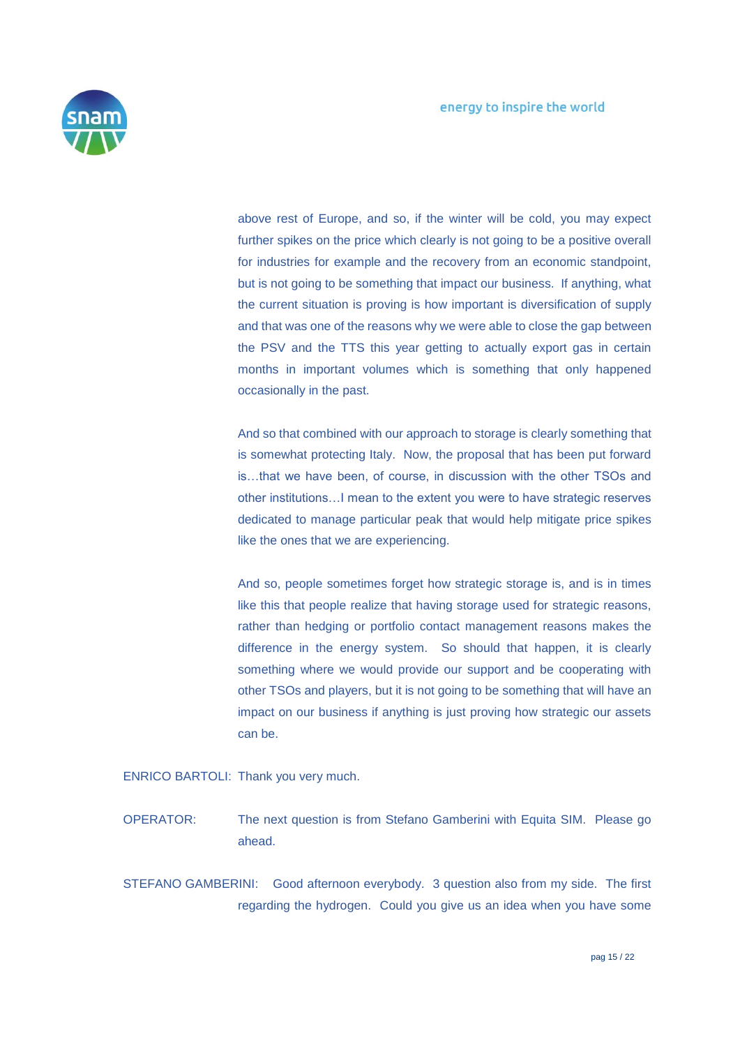above rest of Europe, and so, if the winter will be cold, you may expect further spikes on the price which clearly is not going to be a positive overall for industries for example and the recovery from an economic standpoint, but is not going to be something that impact our business. If anything, what the current situation is proving is how important is diversification of supply and that was one of the reasons why we were able to close the gap between the PSV and the TTS this year getting to actually export gas in certain months in important volumes which is something that only happened occasionally in the past.

And so that combined with our approach to storage is clearly something that is somewhat protecting Italy. Now, the proposal that has been put forward is…that we have been, of course, in discussion with the other TSOs and other institutions…I mean to the extent you were to have strategic reserves dedicated to manage particular peak that would help mitigate price spikes like the ones that we are experiencing.

And so, people sometimes forget how strategic storage is, and is in times like this that people realize that having storage used for strategic reasons, rather than hedging or portfolio contact management reasons makes the difference in the energy system. So should that happen, it is clearly something where we would provide our support and be cooperating with other TSOs and players, but it is not going to be something that will have an impact on our business if anything is just proving how strategic our assets can be.

ENRICO BARTOLI: Thank you very much.

OPERATOR: The next question is from Stefano Gamberini with Equita SIM. Please go ahead.

STEFANO GAMBERINI: Good afternoon everybody. 3 question also from my side. The first regarding the hydrogen. Could you give us an idea when you have some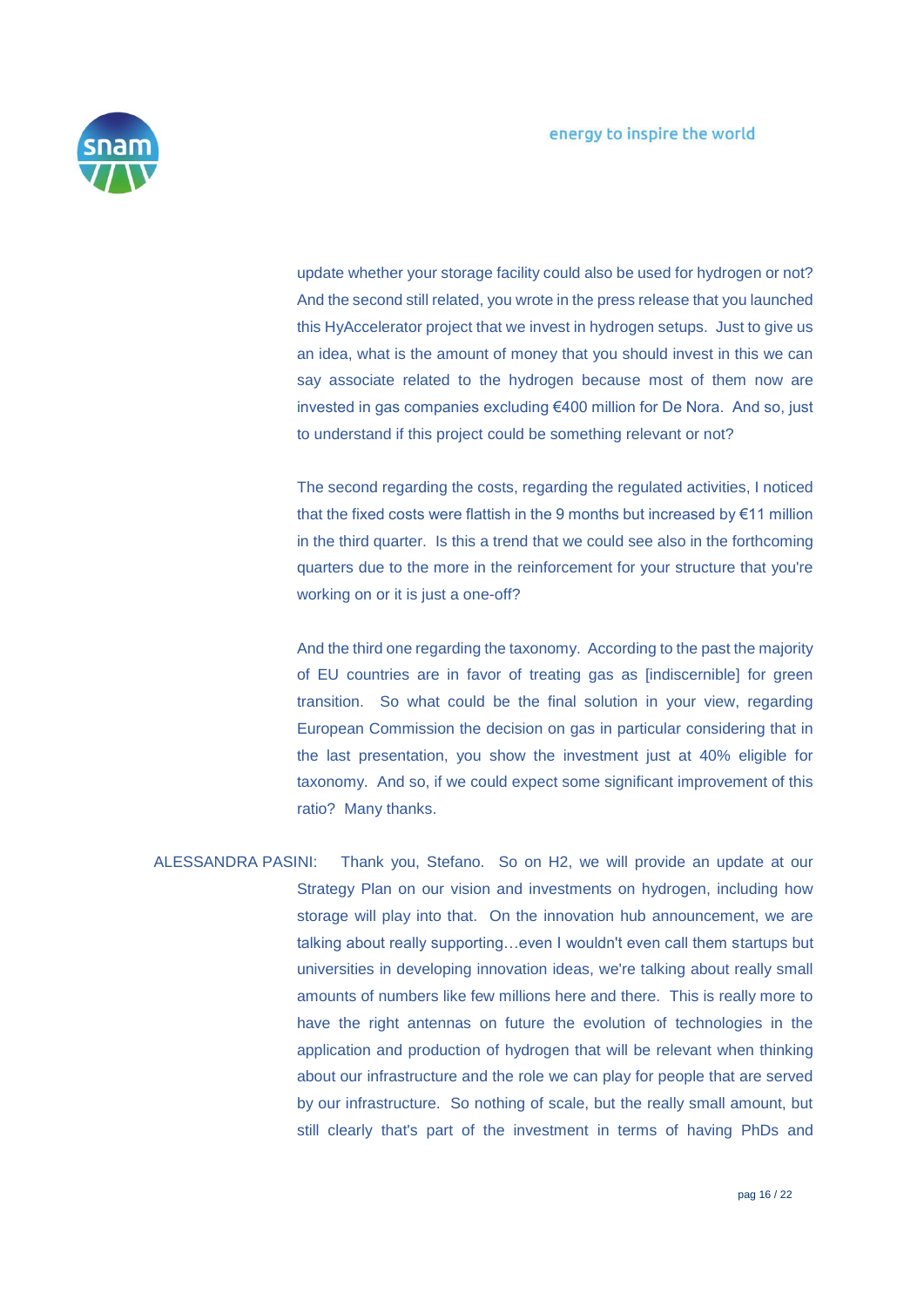update whether your storage facility could also be used for hydrogen or not? And the second still related, you wrote in the press release that you launched this HyAccelerator project that we invest in hydrogen setups. Just to give us an idea, what is the amount of money that you should invest in this we can say associate related to the hydrogen because most of them now are invested in gas companies excluding €400 million for De Nora. And so, just to understand if this project could be something relevant or not?

The second regarding the costs, regarding the regulated activities, I noticed that the fixed costs were flattish in the 9 months but increased by €11 million in the third quarter. Is this a trend that we could see also in the forthcoming quarters due to the more in the reinforcement for your structure that you're working on or it is just a one-off?

And the third one regarding the taxonomy. According to the past the majority of EU countries are in favor of treating gas as [indiscernible] for green transition. So what could be the final solution in your view, regarding European Commission the decision on gas in particular considering that in the last presentation, you show the investment just at 40% eligible for taxonomy. And so, if we could expect some significant improvement of this ratio? Many thanks.

ALESSANDRA PASINI: Thank you, Stefano. So on H2, we will provide an update at our Strategy Plan on our vision and investments on hydrogen, including how storage will play into that. On the innovation hub announcement, we are talking about really supporting…even I wouldn't even call them startups but universities in developing innovation ideas, we're talking about really small amounts of numbers like few millions here and there. This is really more to have the right antennas on future the evolution of technologies in the application and production of hydrogen that will be relevant when thinking about our infrastructure and the role we can play for people that are served by our infrastructure. So nothing of scale, but the really small amount, but still clearly that's part of the investment in terms of having PhDs and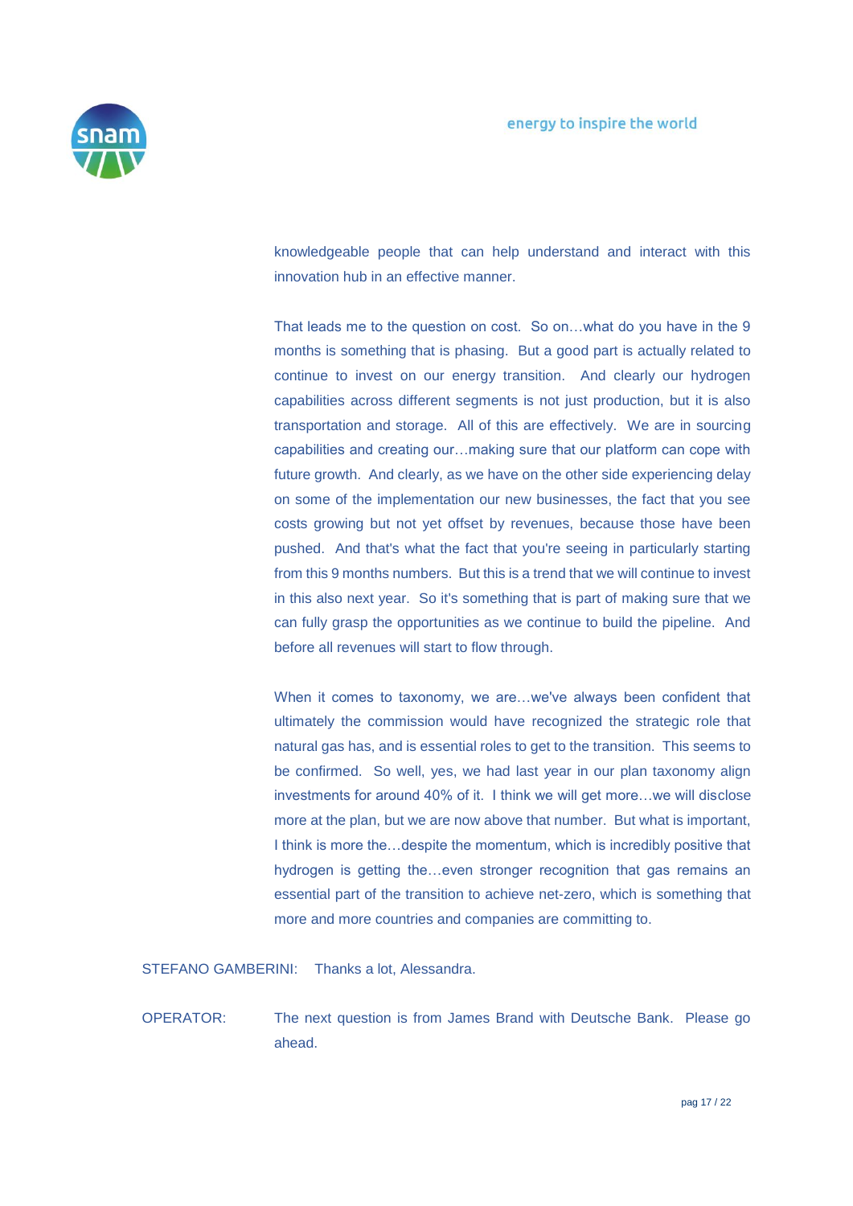knowledgeable people that can help understand and interact with this innovation hub in an effective manner.

That leads me to the question on cost. So on…what do you have in the 9 months is something that is phasing. But a good part is actually related to continue to invest on our energy transition. And clearly our hydrogen capabilities across different segments is not just production, but it is also transportation and storage. All of this are effectively. We are in sourcing capabilities and creating our…making sure that our platform can cope with future growth. And clearly, as we have on the other side experiencing delay on some of the implementation our new businesses, the fact that you see costs growing but not yet offset by revenues, because those have been pushed. And that's what the fact that you're seeing in particularly starting from this 9 months numbers. But this is a trend that we will continue to invest in this also next year. So it's something that is part of making sure that we can fully grasp the opportunities as we continue to build the pipeline. And before all revenues will start to flow through.

When it comes to taxonomy, we are…we've always been confident that ultimately the commission would have recognized the strategic role that natural gas has, and is essential roles to get to the transition. This seems to be confirmed. So well, yes, we had last year in our plan taxonomy align investments for around 40% of it. I think we will get more…we will disclose more at the plan, but we are now above that number. But what is important, I think is more the…despite the momentum, which is incredibly positive that hydrogen is getting the…even stronger recognition that gas remains an essential part of the transition to achieve net-zero, which is something that more and more countries and companies are committing to.

STEFANO GAMBERINI: Thanks a lot, Alessandra.

OPERATOR: The next question is from James Brand with Deutsche Bank. Please go ahead.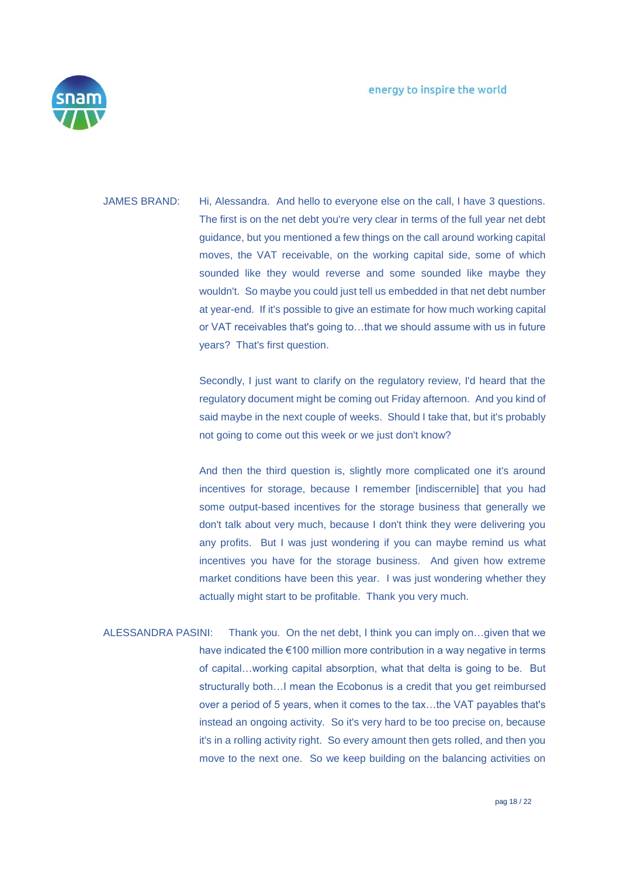JAMES BRAND: Hi, Alessandra. And hello to everyone else on the call, I have 3 questions. The first is on the net debt you're very clear in terms of the full year net debt guidance, but you mentioned a few things on the call around working capital moves, the VAT receivable, on the working capital side, some of which sounded like they would reverse and some sounded like maybe they wouldn't. So maybe you could just tell us embedded in that net debt number at year-end. If it's possible to give an estimate for how much working capital or VAT receivables that's going to…that we should assume with us in future years? That's first question.

Secondly, I just want to clarify on the regulatory review, I'd heard that the regulatory document might be coming out Friday afternoon. And you kind of said maybe in the next couple of weeks. Should I take that, but it's probably not going to come out this week or we just don't know?

And then the third question is, slightly more complicated one it's around incentives for storage, because I remember [indiscernible] that you had some output-based incentives for the storage business that generally we don't talk about very much, because I don't think they were delivering you any profits. But I was just wondering if you can maybe remind us what incentives you have for the storage business. And given how extreme market conditions have been this year. I was just wondering whether they actually might start to be profitable. Thank you very much.

ALESSANDRA PASINI: Thank you. On the net debt, I think you can imply on…given that we have indicated the €100 million more contribution in a way negative in terms of capital…working capital absorption, what that delta is going to be. But structurally both…I mean the Ecobonus is a credit that you get reimbursed over a period of 5 years, when it comes to the tax…the VAT payables that's instead an ongoing activity. So it's very hard to be too precise on, because it's in a rolling activity right. So every amount then gets rolled, and then you move to the next one. So we keep building on the balancing activities on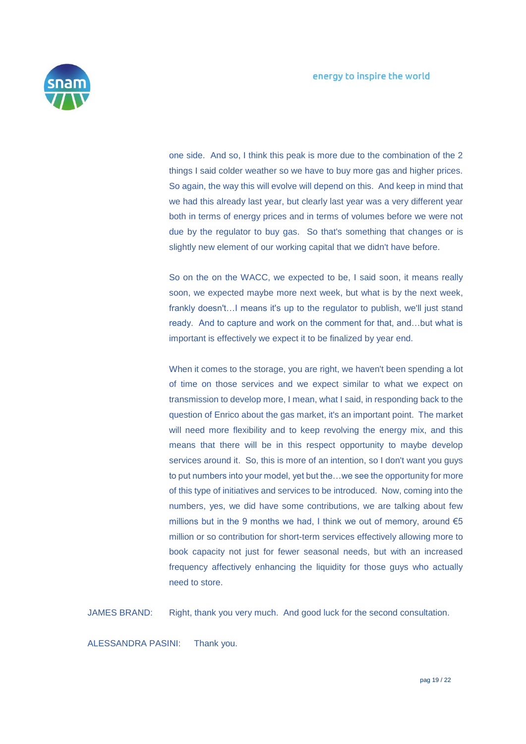one side. And so, I think this peak is more due to the combination of the 2 things I said colder weather so we have to buy more gas and higher prices. So again, the way this will evolve will depend on this. And keep in mind that we had this already last year, but clearly last year was a very different year both in terms of energy prices and in terms of volumes before we were not due by the regulator to buy gas. So that's something that changes or is slightly new element of our working capital that we didn't have before.

So on the on the WACC, we expected to be, I said soon, it means really soon, we expected maybe more next week, but what is by the next week, frankly doesn't…I means it's up to the regulator to publish, we'll just stand ready. And to capture and work on the comment for that, and…but what is important is effectively we expect it to be finalized by year end.

When it comes to the storage, you are right, we haven't been spending a lot of time on those services and we expect similar to what we expect on transmission to develop more, I mean, what I said, in responding back to the question of Enrico about the gas market, it's an important point. The market will need more flexibility and to keep revolving the energy mix, and this means that there will be in this respect opportunity to maybe develop services around it. So, this is more of an intention, so I don't want you guys to put numbers into your model, yet but the…we see the opportunity for more of this type of initiatives and services to be introduced. Now, coming into the numbers, yes, we did have some contributions, we are talking about few millions but in the 9 months we had, I think we out of memory, around €5 million or so contribution for short-term services effectively allowing more to book capacity not just for fewer seasonal needs, but with an increased frequency affectively enhancing the liquidity for those guys who actually need to store.

JAMES BRAND: Right, thank you very much. And good luck for the second consultation.

ALESSANDRA PASINI: Thank you.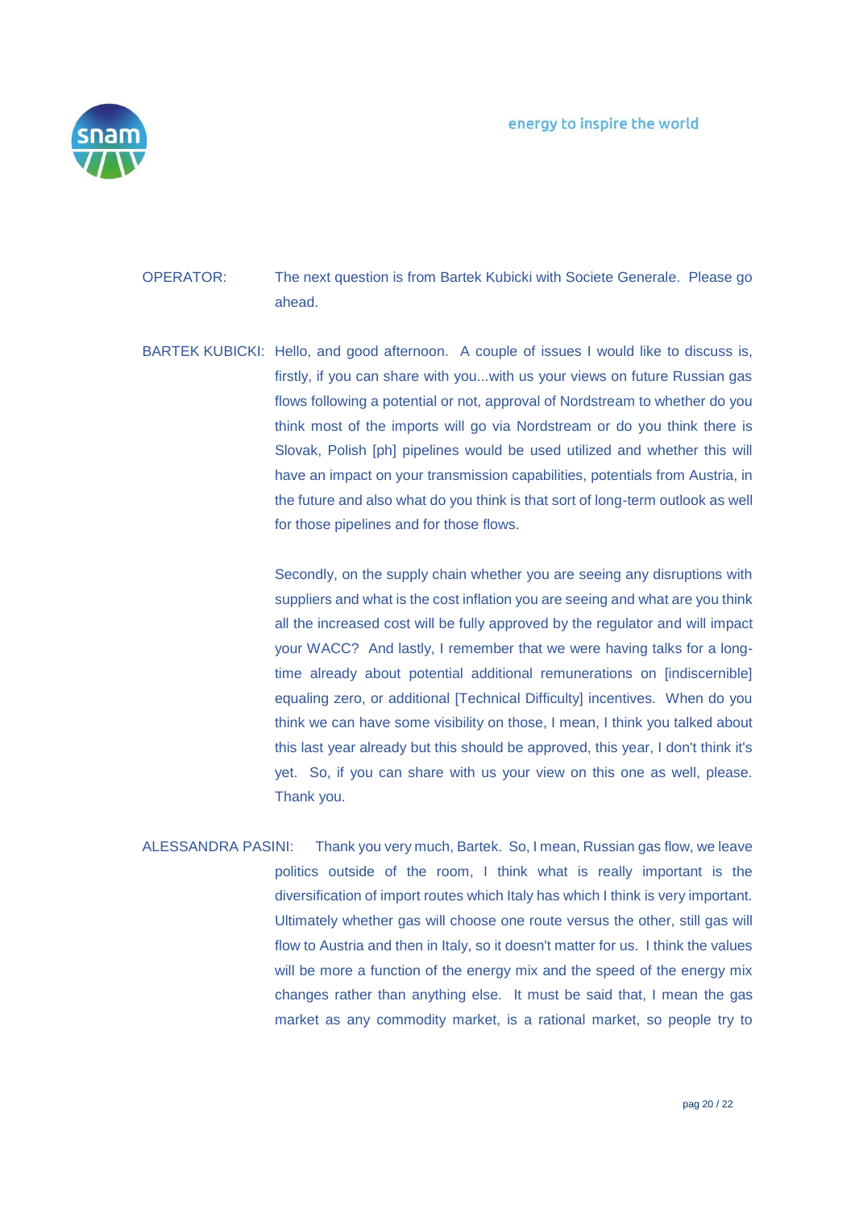OPERATOR: The next question is from Bartek Kubicki with Societe Generale. Please go ahead.

BARTEK KUBICKI: Hello, and good afternoon. A couple of issues I would like to discuss is, firstly, if you can share with you...with us your views on future Russian gas flows following a potential or not, approval of Nordstream to whether do you think most of the imports will go via Nordstream or do you think there is Slovak, Polish [ph] pipelines would be used utilized and whether this will have an impact on your transmission capabilities, potentials from Austria, in the future and also what do you think is that sort of long-term outlook as well for those pipelines and for those flows.

Secondly, on the supply chain whether you are seeing any disruptions with suppliers and what is the cost inflation you are seeing and what are you think all the increased cost will be fully approved by the regulator and will impact your WACC? And lastly, I remember that we were having talks for a long-time already about potential additional remunerations on [indiscernible] equaling zero, or additional [Technical Difficulty] incentives. When do you think we can have some visibility on those, I mean, I think you talked about this last year already but this should be approved, this year, I don't think it's yet. So, if you can share with us your view on this one as well, please. Thank you.

ALESSANDRA PASINI: Thank you very much, Bartek. So, I mean, Russian gas flow, we leave politics outside of the room, I think what is really important is the diversification of import routes which Italy has which I think is very important. Ultimately whether gas will choose one route versus the other, still gas will flow to Austria and then in Italy, so it doesn't matter for us. I think the values will be more a function of the energy mix and the speed of the energy mix changes rather than anything else. It must be said that, I mean the gas market as any commodity market, is a rational market, so people try to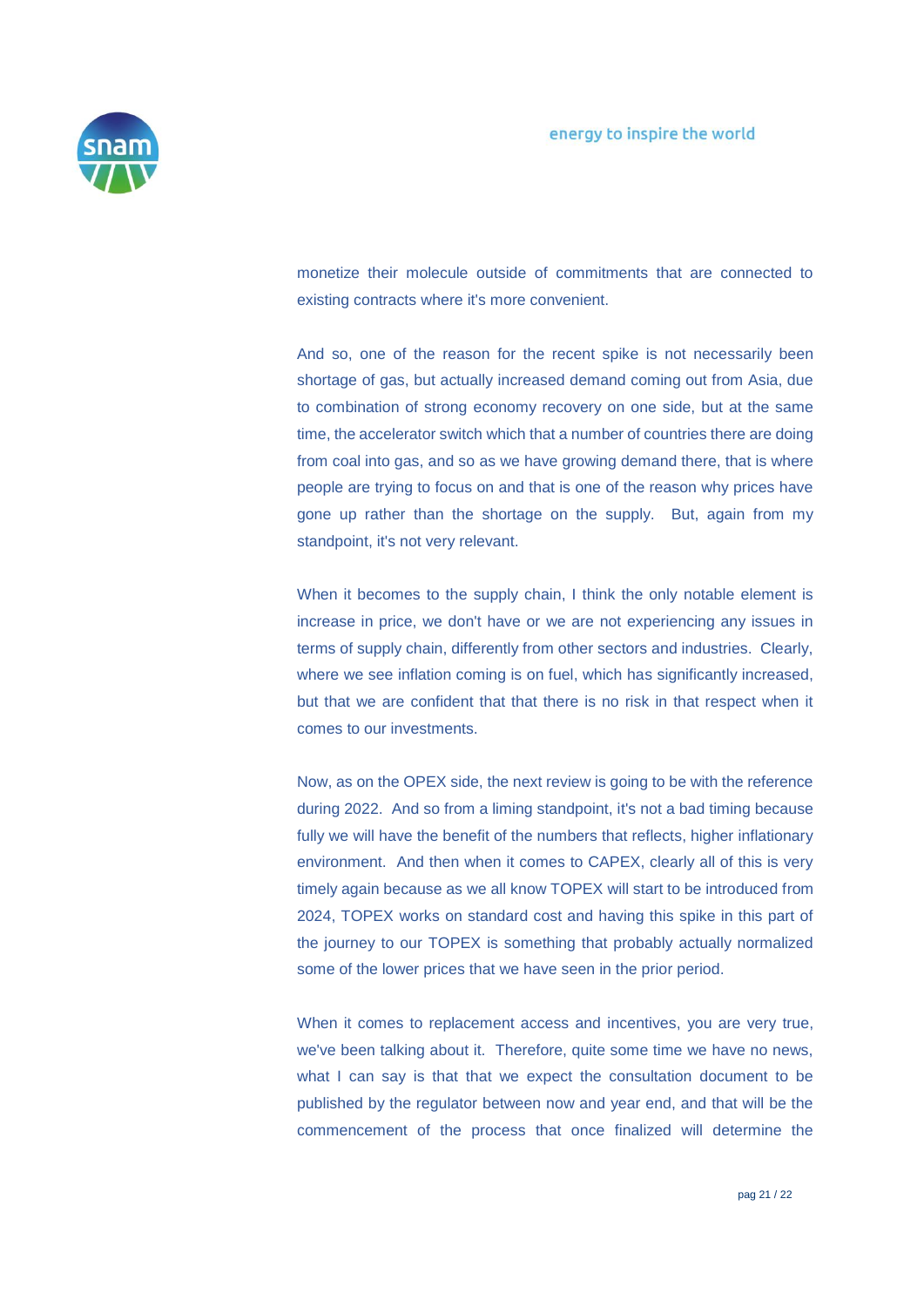monetize their molecule outside of commitments that are connected to existing contracts where it's more convenient.

And so, one of the reason for the recent spike is not necessarily been shortage of gas, but actually increased demand coming out from Asia, due to combination of strong economy recovery on one side, but at the same time, the accelerator switch which that a number of countries there are doing from coal into gas, and so as we have growing demand there, that is where people are trying to focus on and that is one of the reason why prices have gone up rather than the shortage on the supply. But, again from my standpoint, it's not very relevant.

When it becomes to the supply chain, I think the only notable element is increase in price, we don't have or we are not experiencing any issues in terms of supply chain, differently from other sectors and industries. Clearly, where we see inflation coming is on fuel, which has significantly increased, but that we are confident that that there is no risk in that respect when it comes to our investments.

Now, as on the OPEX side, the next review is going to be with the reference during 2022. And so from a liming standpoint, it's not a bad timing because fully we will have the benefit of the numbers that reflects, higher inflationary environment. And then when it comes to CAPEX, clearly all of this is very timely again because as we all know TOPEX will start to be introduced from 2024, TOPEX works on standard cost and having this spike in this part of the journey to our TOPEX is something that probably actually normalized some of the lower prices that we have seen in the prior period.

When it comes to replacement access and incentives, you are very true, we've been talking about it. Therefore, quite some time we have no news, what I can say is that that we expect the consultation document to be published by the regulator between now and year end, and that will be the commencement of the process that once finalized will determine the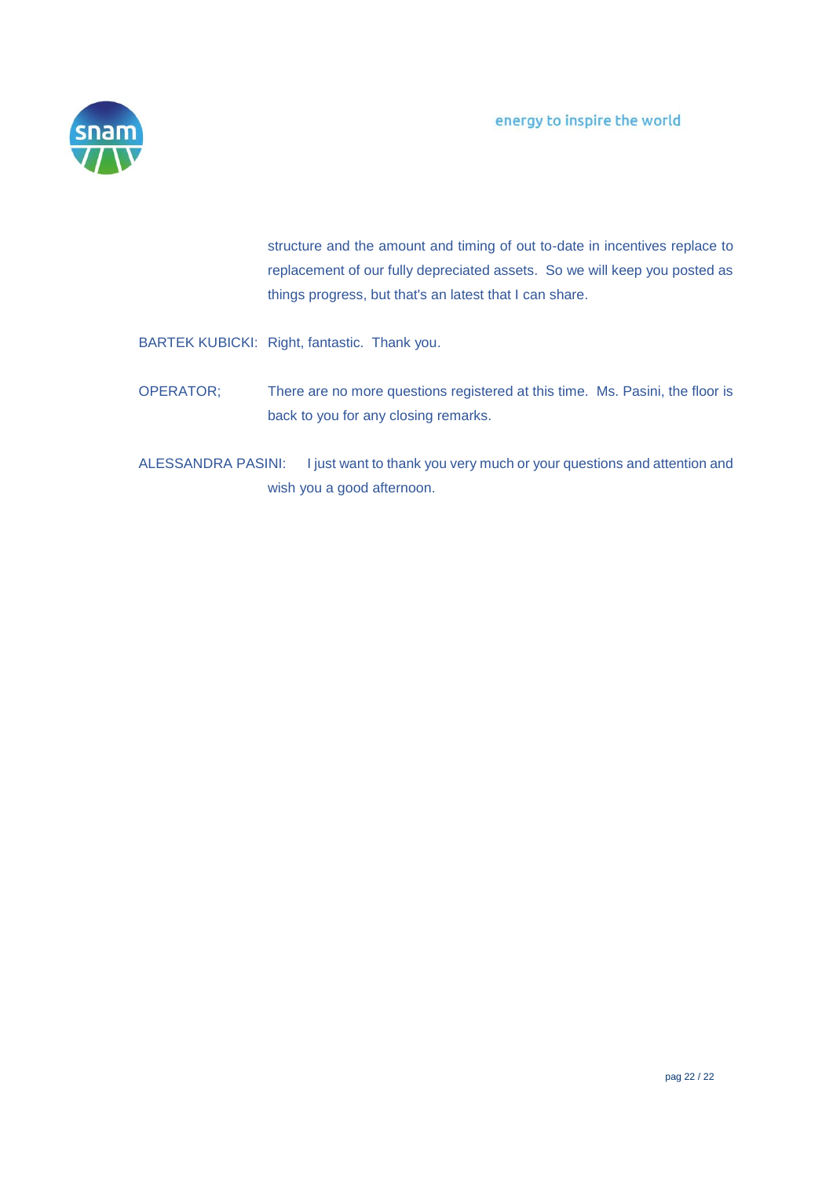structure and the amount and timing of out to-date in incentives replace to replacement of our fully depreciated assets. So we will keep you posted as things progress, but that's an latest that I can share.

BARTEK KUBICKI: Right, fantastic. Thank you.

OPERATOR; There are no more questions registered at this time. Ms. Pasini, the floor is back to you for any closing remarks.

ALESSANDRA PASINI: I just want to thank you very much or your questions and attention and wish you a good afternoon.